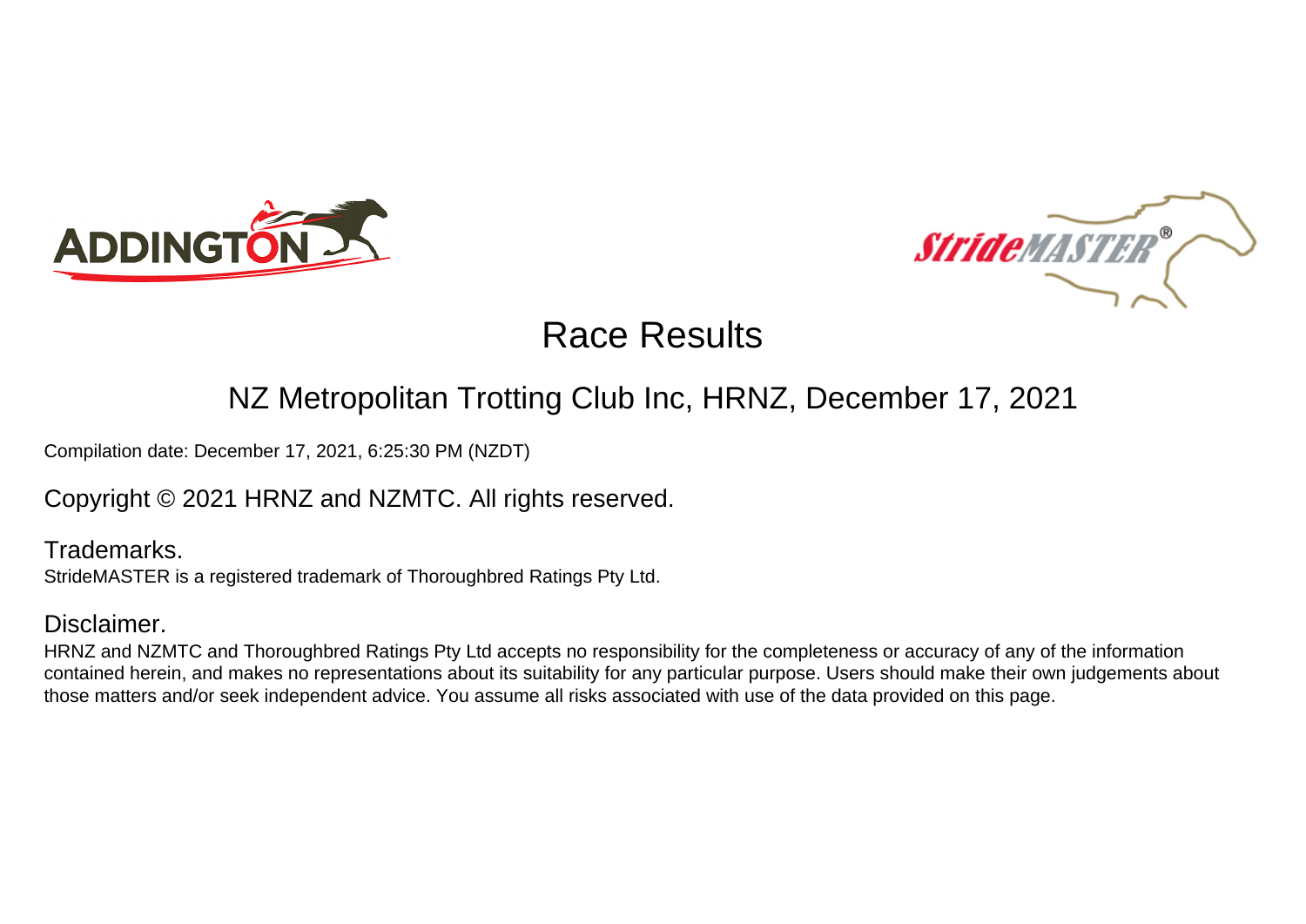# Race Results

## NZ Metropolitan Trotting Club Inc, HRNZ, December 17, 2021

Compilation date: December 17, 2021, 6:25:30 PM (NZDT)

Copyright © 2021 HRNZ and NZMTC. All rights reserved.

### Trademarks.

StrideMASTER is a registered trademark of Thoroughbred Ratings Pty Ltd.

### Disclaimer.

HRNZ and NZMTC and Thoroughbred Ratings Pty Ltd accepts no responsibility for the completeness or accuracy of any of the information contained herein, and makes no representations about its suitability for any particular purpose. Users should make their own judgements about those matters and/or seek independent advice. You assume all risks associated with use of the data provided on this page.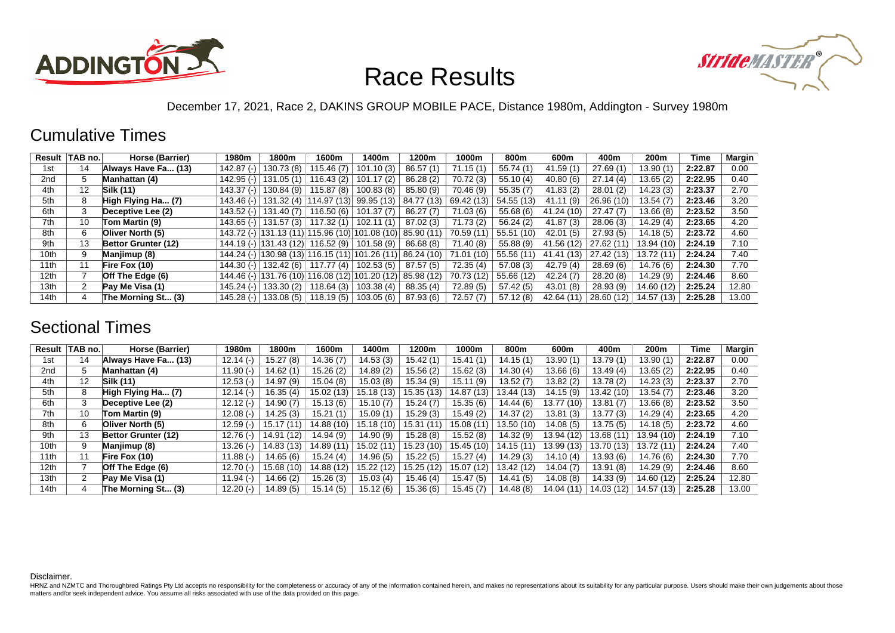# Race Results

December 17, 2021, Race 2, DAKINS GROUP MOBILE PACE, Distance 1980m, Addington - Survey 1980m

## Cumulative Times

| Result | TAB no. | Horse (Barrier) | 1980m | 1800m | 1600m | 1400m | 1200m | 1000m | 800m | 600m | 400m | 200m | Time | Margin |
|---|---|---|---|---|---|---|---|---|---|---|---|---|---|---|
| 1st | 14 | **Always Have Fa... (13)** | 142.87 (-) | 130.73 (8) | 115.46 (7) | 101.10 (3) | 86.57 (1) | 71.15 (1) | 55.74 (1) | 41.59 (1) | 27.69 (1) | 13.90 (1) | **2:22.87** | 0.00 |
| 2nd | 5 | **Manhattan (4)** | 142.95 (-) | 131.05 (1) | 116.43 (2) | 101.17 (2) | 86.28 (2) | 70.72 (3) | 55.10 (4) | 40.80 (6) | 27.14 (4) | 13.65 (2) | **2:22.95** | 0.40 |
| 4th | 12 | **Silk (11)** | 143.37 (-) | 130.84 (9) | 115.87 (8) | 100.83 (8) | 85.80 (9) | 70.46 (9) | 55.35 (7) | 41.83 (2) | 28.01 (2) | 14.23 (3) | **2:23.37** | 2.70 |
| 5th | 8 | **High Flying Ha... (7)** | 143.46 (-) | 131.32 (4) | 114.97 (13) | 99.95 (13) | 84.77 (13) | 69.42 (13) | 54.55 (13) | 41.11 (9) | 26.96 (10) | 13.54 (7) | **2:23.46** | 3.20 |
| 6th | 3 | **Deceptive Lee (2)** | 143.52 (-) | 131.40 (7) | 116.50 (6) | 101.37 (7) | 86.27 (7) | 71.03 (6) | 55.68 (6) | 41.24 (10) | 27.47 (7) | 13.66 (8) | **2:23.52** | 3.50 |
| 7th | 10 | **Tom Martin (9)** | 143.65 (-) | 131.57 (3) | 117.32 (1) | 102.11 (1) | 87.02 (3) | 71.73 (2) | 56.24 (2) | 41.87 (3) | 28.06 (3) | 14.29 (4) | **2:23.65** | 4.20 |
| 8th | 6 | **Oliver North (5)** | 143.72 (-) | 131.13 (11) | 115.96 (10) | 101.08 (10) | 85.90 (11) | 70.59 (11) | 55.51 (10) | 42.01 (5) | 27.93 (5) | 14.18 (5) | **2:23.72** | 4.60 |
| 9th | 13 | **Bettor Grunter (12)** | 144.19 (-) | 131.43 (12) | 116.52 (9) | 101.58 (9) | 86.68 (8) | 71.40 (8) | 55.88 (9) | 41.56 (12) | 27.62 (11) | 13.94 (10) | **2:24.19** | 7.10 |
| 10th | 9 | **Manjimup (8)** | 144.24 (-) | 130.98 (13) | 116.15 (11) | 101.26 (11) | 86.24 (10) | 71.01 (10) | 55.56 (11) | 41.41 (13) | 27.42 (13) | 13.72 (11) | **2:24.24** | 7.40 |
| 11th | 11 | **Fire Fox (10)** | 144.30 (-) | 132.42 (6) | 117.77 (4) | 102.53 (5) | 87.57 (5) | 72.35 (4) | 57.08 (3) | 42.79 (4) | 28.69 (6) | 14.76 (6) | **2:24.30** | 7.70 |
| 12th | 7 | **Off The Edge (6)** | 144.46 (-) | 131.76 (10) | 116.08 (12) | 101.20 (12) | 85.98 (12) | 70.73 (12) | 55.66 (12) | 42.24 (7) | 28.20 (8) | 14.29 (9) | **2:24.46** | 8.60 |
| 13th | 2 | **Pay Me Visa (1)** | 145.24 (-) | 133.30 (2) | 118.64 (3) | 103.38 (4) | 88.35 (4) | 72.89 (5) | 57.42 (5) | 43.01 (8) | 28.93 (9) | 14.60 (12) | **2:25.24** | 12.80 |
| 14th | 4 | **The Morning St... (3)** | 145.28 (-) | 133.08 (5) | 118.19 (5) | 103.05 (6) | 87.93 (6) | 72.57 (7) | 57.12 (8) | 42.64 (11) | 28.60 (12) | 14.57 (13) | **2:25.28** | 13.00 |

## Sectional Times

| Result | TAB no. | Horse (Barrier) | 1980m | 1800m | 1600m | 1400m | 1200m | 1000m | 800m | 600m | 400m | 200m | Time | Margin |
|---|---|---|---|---|---|---|---|---|---|---|---|---|---|---|
| 1st | 14 | **Always Have Fa... (13)** | 12.14 (-) | 15.27 (8) | 14.36 (7) | 14.53 (3) | 15.42 (1) | 15.41 (1) | 14.15 (1) | 13.90 (1) | 13.79 (1) | 13.90 (1) | **2:22.87** | 0.00 |
| 2nd | 5 | **Manhattan (4)** | 11.90 (-) | 14.62 (1) | 15.26 (2) | 14.89 (2) | 15.56 (2) | 15.62 (3) | 14.30 (4) | 13.66 (6) | 13.49 (4) | 13.65 (2) | **2:22.95** | 0.40 |
| 4th | 12 | **Silk (11)** | 12.53 (-) | 14.97 (9) | 15.04 (8) | 15.03 (8) | 15.34 (9) | 15.11 (9) | 13.52 (7) | 13.82 (2) | 13.78 (2) | 14.23 (3) | **2:23.37** | 2.70 |
| 5th | 8 | **High Flying Ha... (7)** | 12.14 (-) | 16.35 (4) | 15.02 (13) | 15.18 (13) | 15.35 (13) | 14.87 (13) | 13.44 (13) | 14.15 (9) | 13.42 (10) | 13.54 (7) | **2:23.46** | 3.20 |
| 6th | 3 | **Deceptive Lee (2)** | 12.12 (-) | 14.90 (7) | 15.13 (6) | 15.10 (7) | 15.24 (7) | 15.35 (6) | 14.44 (6) | 13.77 (10) | 13.81 (7) | 13.66 (8) | **2:23.52** | 3.50 |
| 7th | 10 | **Tom Martin (9)** | 12.08 (-) | 14.25 (3) | 15.21 (1) | 15.09 (1) | 15.29 (3) | 15.49 (2) | 14.37 (2) | 13.81 (3) | 13.77 (3) | 14.29 (4) | **2:23.65** | 4.20 |
| 8th | 6 | **Oliver North (5)** | 12.59 (-) | 15.17 (11) | 14.88 (10) | 15.18 (10) | 15.31 (11) | 15.08 (11) | 13.50 (10) | 14.08 (5) | 13.75 (5) | 14.18 (5) | **2:23.72** | 4.60 |
| 9th | 13 | **Bettor Grunter (12)** | 12.76 (-) | 14.91 (12) | 14.94 (9) | 14.90 (9) | 15.28 (8) | 15.52 (8) | 14.32 (9) | 13.94 (12) | 13.68 (11) | 13.94 (10) | **2:24.19** | 7.10 |
| 10th | 9 | **Manjimup (8)** | 13.26 (-) | 14.83 (13) | 14.89 (11) | 15.02 (11) | 15.23 (10) | 15.45 (10) | 14.15 (11) | 13.99 (13) | 13.70 (13) | 13.72 (11) | **2:24.24** | 7.40 |
| 11th | 11 | **Fire Fox (10)** | 11.88 (-) | 14.65 (6) | 15.24 (4) | 14.96 (5) | 15.22 (5) | 15.27 (4) | 14.29 (3) | 14.10 (4) | 13.93 (6) | 14.76 (6) | **2:24.30** | 7.70 |
| 12th | 7 | **Off The Edge (6)** | 12.70 (-) | 15.68 (10) | 14.88 (12) | 15.22 (12) | 15.25 (12) | 15.07 (12) | 13.42 (12) | 14.04 (7) | 13.91 (8) | 14.29 (9) | **2:24.46** | 8.60 |
| 13th | 2 | **Pay Me Visa (1)** | 11.94 (-) | 14.66 (2) | 15.26 (3) | 15.03 (4) | 15.46 (4) | 15.47 (5) | 14.41 (5) | 14.08 (8) | 14.33 (9) | 14.60 (12) | **2:25.24** | 12.80 |
| 14th | 4 | **The Morning St... (3)** | 12.20 (-) | 14.89 (5) | 15.14 (5) | 15.12 (6) | 15.36 (6) | 15.45 (7) | 14.48 (8) | 14.04 (11) | 14.03 (12) | 14.57 (13) | **2:25.28** | 13.00 |

Disclaimer.

HRNZ and NZMTC and Thoroughbred Ratings Pty Ltd accepts no responsibility for the completeness or accuracy of any of the information contained herein, and makes no representations about its suitability for any particular purpose. Users should make their own judgements about those matters and/or seek independent advice. You assume all risks associated with use of the data provided on this page.